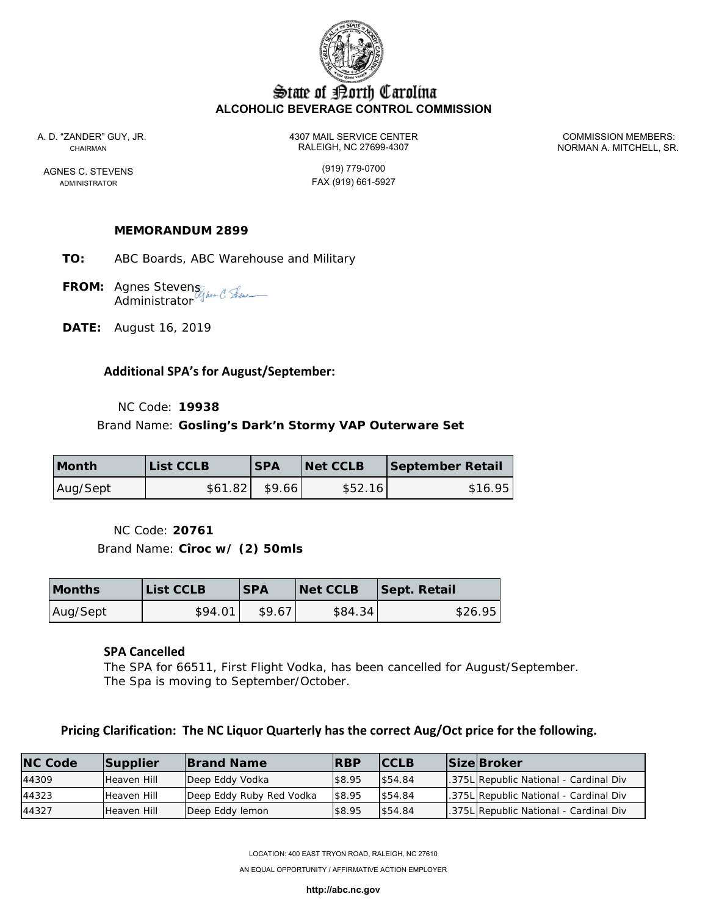# State of North Carolina
**ALCOHOLIC BEVERAGE CONTROL COMMISSION**

A. D. "ZANDER" GUY, JR.
CHAIRMAN

AGNES C. STEVENS
ADMINISTRATOR

4307 MAIL SERVICE CENTER
RALEIGH, NC 27699-4307

(919) 779-0700
FAX (919) 661-5927

COMMISSION MEMBERS:
NORMAN A. MITCHELL, SR.

**MEMORANDUM 2899**

**TO:** ABC Boards, ABC Warehouse and Military

**FROM:** Agnes Stevens
Administrator

**DATE:** August 16, 2019

## Additional SPA's for August/September:

NC Code: **19938**
Brand Name: **Gosling's Dark'n Stormy VAP Outerware Set**

| Month | List CCLB | SPA | Net CCLB | September Retail |
|---|---|---|---|---|
| Aug/Sept | $61.82 | $9.66 | $52.16 | $16.95 |

NC Code: **20761**
Brand Name: **Cîroc w/ (2) 50mls**

| Months | List CCLB | SPA | Net CCLB | Sept. Retail |
|---|---|---|---|---|
| Aug/Sept | $94.01 | $9.67 | $84.34 | $26.95 |

**SPA Cancelled**
The SPA for 66511, First Flight Vodka, has been cancelled for August/September.
The Spa is moving to September/October.

**Pricing Clarification: The NC Liquor Quarterly has the correct Aug/Oct price for the following.**

| NC Code | Supplier | Brand Name | RBP | CCLB | Size | Broker |
|---|---|---|---|---|---|---|
| 44309 | Heaven Hill | Deep Eddy Vodka | $8.95 | $54.84 | .375L | Republic National - Cardinal Div |
| 44323 | Heaven Hill | Deep Eddy Ruby Red Vodka | $8.95 | $54.84 | .375L | Republic National - Cardinal Div |
| 44327 | Heaven Hill | Deep Eddy lemon | $8.95 | $54.84 | .375L | Republic National - Cardinal Div |

LOCATION: 400 EAST TRYON ROAD, RALEIGH, NC 27610
AN EQUAL OPPORTUNITY / AFFIRMATIVE ACTION EMPLOYER
**http://abc.nc.gov**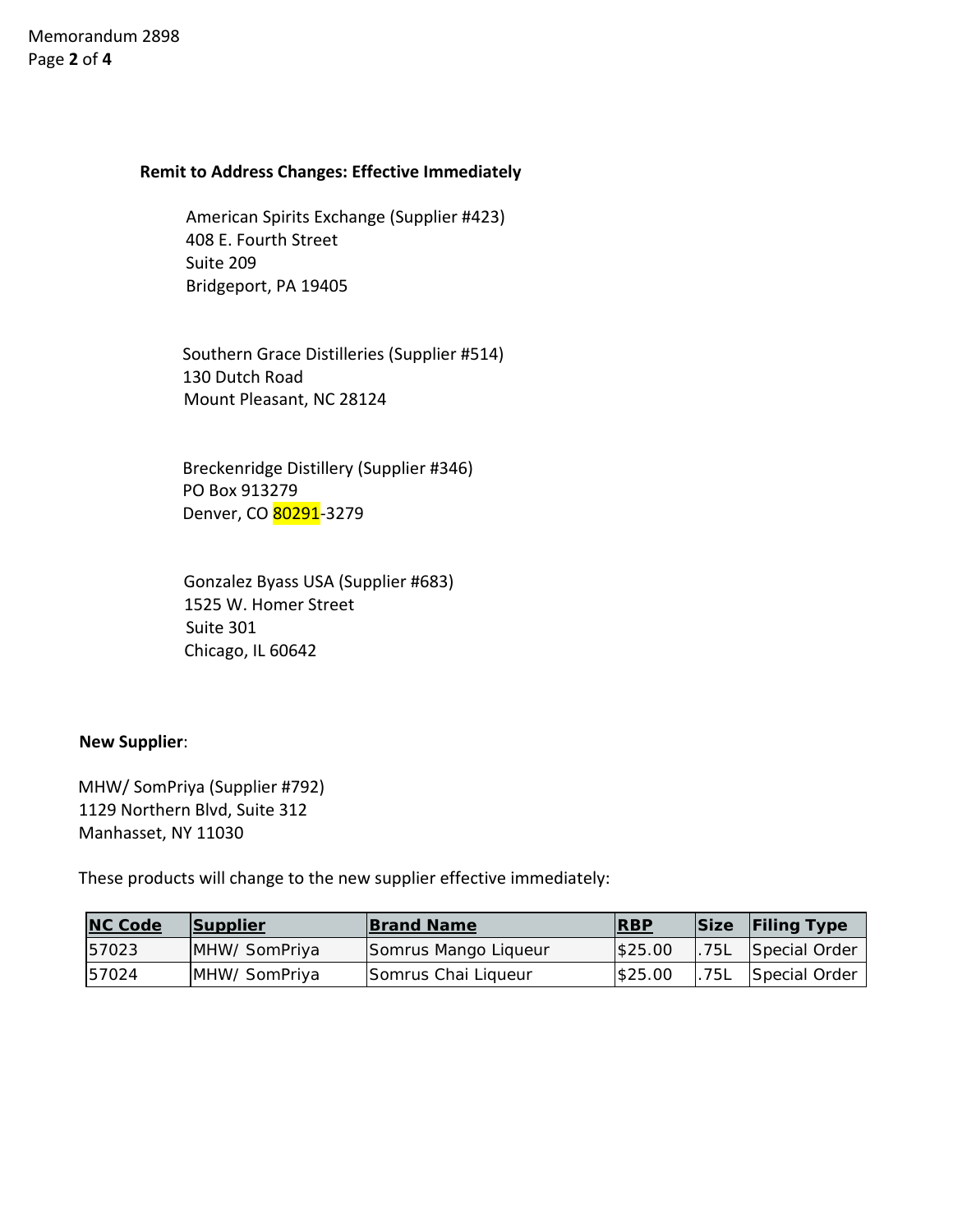**Remit to Address Changes: Effective Immediately**

American Spirits Exchange (Supplier #423)
408 E. Fourth Street
Suite 209
Bridgeport, PA 19405

Southern Grace Distilleries (Supplier #514)
130 Dutch Road
Mount Pleasant, NC 28124

Breckenridge Distillery (Supplier #346)
PO Box 913279
Denver, CO 80291-3279

Gonzalez Byass USA (Supplier #683)
1525 W. Homer Street
Suite 301
Chicago, IL 60642

**New Supplier**:

MHW/ SomPriya (Supplier #792)
1129 Northern Blvd, Suite 312
Manhasset, NY 11030

These products will change to the new supplier effective immediately:

| NC Code | Supplier | Brand Name | RBP | Size | Filing Type |
|---|---|---|---|---|---|
| 57023 | MHW/ SomPriya | Somrus Mango Liqueur | $25.00 | .75L | Special Order |
| 57024 | MHW/ SomPriya | Somrus Chai Liqueur | $25.00 | .75L | Special Order |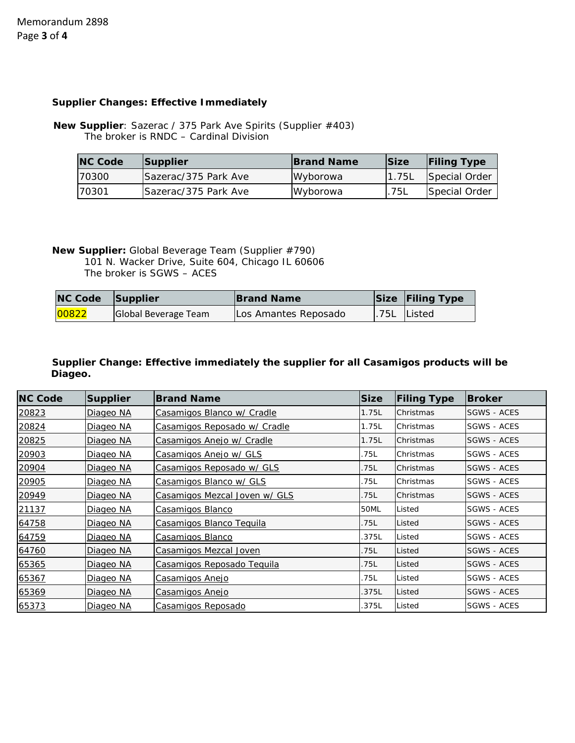**Supplier Changes: Effective Immediately**

**New Supplier**: Sazerac / 375 Park Ave Spirits (Supplier #403)
The broker is RNDC – Cardinal Division

| NC Code | Supplier | Brand Name | Size | Filing Type |
|---|---|---|---|---|
| 70300 | Sazerac/375 Park Ave | Wyborowa | 1.75L | Special Order |
| 70301 | Sazerac/375 Park Ave | Wyborowa | .75L | Special Order |

**New Supplier:** Global Beverage Team (Supplier #790)
101 N. Wacker Drive, Suite 604, Chicago IL 60606
The broker is SGWS – ACES

| NC Code | Supplier | Brand Name | Size | Filing Type |
|---|---|---|---|---|
| 00822 | Global Beverage Team | Los Amantes Reposado | .75L | Listed |

**Supplier Change: Effective immediately the supplier for all Casamigos products will be Diageo.**

| NC Code | Supplier | Brand Name | Size | Filing Type | Broker |
|---|---|---|---|---|---|
| 20823 | Diageo NA | Casamigos Blanco w/ Cradle | 1.75L | Christmas | SGWS - ACES |
| 20824 | Diageo NA | Casamigos Reposado w/ Cradle | 1.75L | Christmas | SGWS - ACES |
| 20825 | Diageo NA | Casamigos Anejo w/ Cradle | 1.75L | Christmas | SGWS - ACES |
| 20903 | Diageo NA | Casamigos Anejo w/ GLS | .75L | Christmas | SGWS - ACES |
| 20904 | Diageo NA | Casamigos Reposado w/ GLS | .75L | Christmas | SGWS - ACES |
| 20905 | Diageo NA | Casamigos Blanco w/ GLS | .75L | Christmas | SGWS - ACES |
| 20949 | Diageo NA | Casamigos Mezcal Joven w/ GLS | .75L | Christmas | SGWS - ACES |
| 21137 | Diageo NA | Casamigos Blanco | 50ML | Listed | SGWS - ACES |
| 64758 | Diageo NA | Casamigos Blanco Tequila | .75L | Listed | SGWS - ACES |
| 64759 | Diageo NA | Casamigos Blanco | .375L | Listed | SGWS - ACES |
| 64760 | Diageo NA | Casamigos Mezcal Joven | .75L | Listed | SGWS - ACES |
| 65365 | Diageo NA | Casamigos Reposado Tequila | .75L | Listed | SGWS - ACES |
| 65367 | Diageo NA | Casamigos Anejo | .75L | Listed | SGWS - ACES |
| 65369 | Diageo NA | Casamigos Anejo | .375L | Listed | SGWS - ACES |
| 65373 | Diageo NA | Casamigos Reposado | .375L | Listed | SGWS - ACES |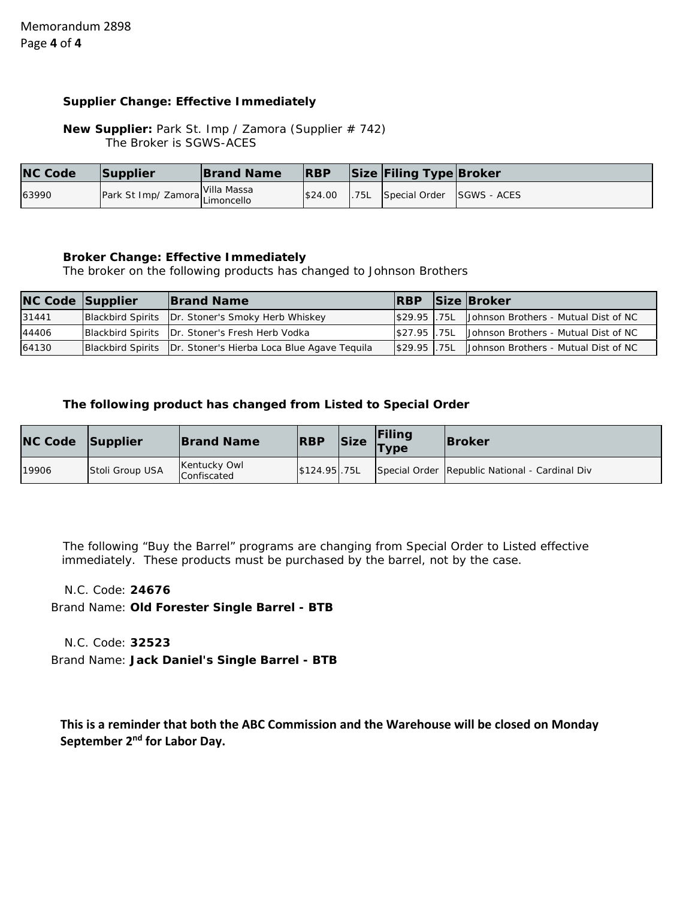**Supplier Change: Effective Immediately**

**New Supplier:** Park St. Imp / Zamora (Supplier # 742)
The Broker is SGWS-ACES

| NC Code | Supplier | Brand Name | RBP | Size | Filing Type | Broker |
|---|---|---|---|---|---|---|
| 63990 | Park St Imp/ Zamora | Villa Massa Limoncello | $24.00 | .75L | Special Order | SGWS - ACES |

**Broker Change: Effective Immediately**
The broker on the following products has changed to Johnson Brothers

| NC Code | Supplier | Brand Name | RBP | Size | Broker |
|---|---|---|---|---|---|
| 31441 | Blackbird Spirits | Dr. Stoner's Smoky Herb Whiskey | $29.95 | .75L | Johnson Brothers - Mutual Dist of NC |
| 44406 | Blackbird Spirits | Dr. Stoner's Fresh Herb Vodka | $27.95 | .75L | Johnson Brothers - Mutual Dist of NC |
| 64130 | Blackbird Spirits | Dr. Stoner's Hierba Loca Blue Agave Tequila | $29.95 | .75L | Johnson Brothers - Mutual Dist of NC |

**The following product has changed from Listed to Special Order**

| NC Code | Supplier | Brand Name | RBP | Size | Filing Type | Broker |
|---|---|---|---|---|---|---|
| 19906 | Stoli Group USA | Kentucky Owl Confiscated | $124.95 | .75L | Special Order | Republic National - Cardinal Div |

The following "Buy the Barrel" programs are changing from Special Order to Listed effective immediately. These products must be purchased by the barrel, not by the case.

N.C. Code: **24676**
Brand Name: **Old Forester Single Barrel - BTB**

N.C. Code: **32523**
Brand Name: **Jack Daniel's Single Barrel - BTB**

**This is a reminder that both the ABC Commission and the Warehouse will be closed on Monday September 2nd for Labor Day.**